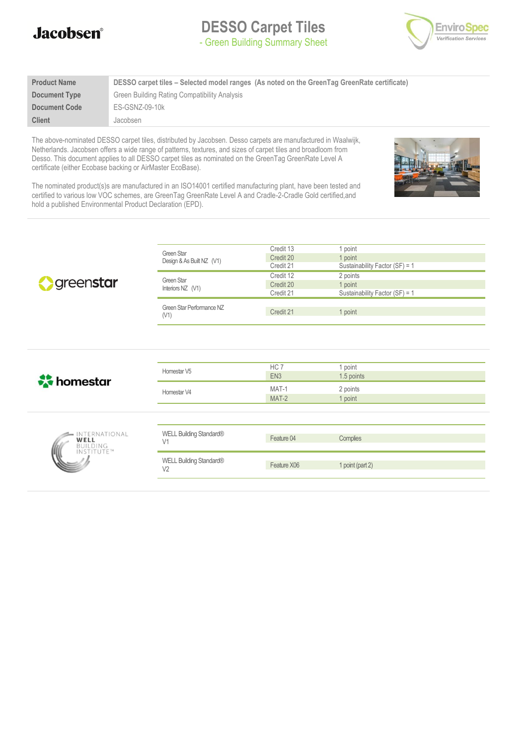# DESSO Carpet Tiles

## - Green Building Summary Sheet

| | |
|---|---|
| **Product Name** | **DESSO carpet tiles – Selected model ranges (As noted on the GreenTag GreenRate certificate)** |
| **Document Type** | Green Building Rating Compatibility Analysis |
| **Document Code** | ES-GSNZ-09-10k |
| **Client** | Jacobsen |

The above-nominated DESSO carpet tiles, distributed by Jacobsen. Desso carpets are manufactured in Waalwijk, Netherlands. Jacobsen offers a wide range of patterns, textures, and sizes of carpet tiles and broadloom from Desso. This document applies to all DESSO carpet tiles as nominated on the GreenTag GreenRate Level A certificate (either Ecobase backing or AirMaster EcoBase).

The nominated product(s)s are manufactured in an ISO14001 certified manufacturing plant, have been tested and certified to various low VOC schemes, are GreenTag GreenRate Level A and Cradle-2-Cradle Gold certified,and hold a published Environmental Product Declaration (EPD).

### greenstar

| Tool | Credit | Points |
|---|---|---|
| Green Star Design & As Built NZ (V1) | Credit 13 | 1 point |
| | Credit 20 | 1 point |
| | Credit 21 | Sustainability Factor (SF) = 1 |
| Green Star Interiors NZ (V1) | Credit 12 | 2 points |
| | Credit 20 | 1 point |
| | Credit 21 | Sustainability Factor (SF) = 1 |
| Green Star Performance NZ (V1) | Credit 21 | 1 point |

### homestar

| Tool | Credit | Points |
|---|---|---|
| Homestar V5 | HC 7 | 1 point |
| | EN3 | 1.5 points |
| Homestar V4 | MAT-1 | 2 points |
| | MAT-2 | 1 point |

### INTERNATIONAL WELL BUILDING INSTITUTE™

| Tool | Feature | Points |
|---|---|---|
| WELL Building Standard® V1 | Feature 04 | Complies |
| WELL Building Standard® V2 | Feature X06 | 1 point (part 2) |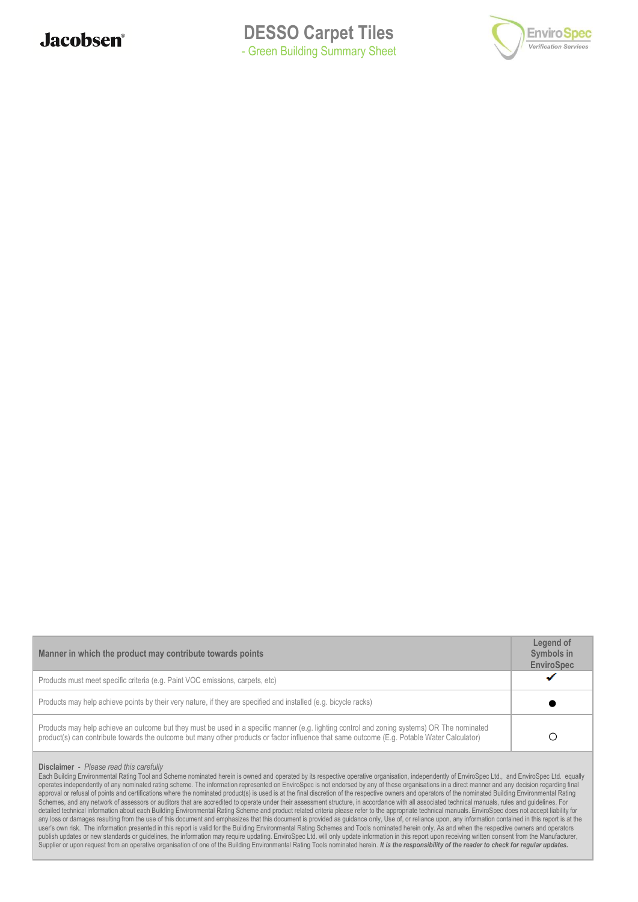# DESSO Carpet Tiles

- Green Building Summary Sheet

| Manner in which the product may contribute towards points | Legend of Symbols in EnviroSpec |
|---|---|
| Products must meet specific criteria (e.g. Paint VOC emissions, carpets, etc) | ✔ |
| Products may help achieve points by their very nature, if they are specified and installed (e.g. bicycle racks) | ● |
| Products may help achieve an outcome but they must be used in a specific manner (e.g. lighting control and zoning systems) OR The nominated product(s) can contribute towards the outcome but many other products or factor influence that same outcome (E.g. Potable Water Calculator) | ○ |

**Disclaimer** - *Please read this carefully*

Each Building Environmental Rating Tool and Scheme nominated herein is owned and operated by its respective operative organisation, independently of EnviroSpec Ltd., and EnviroSpec Ltd. equally operates independently of any nominated rating scheme. The information represented on EnviroSpec is not endorsed by any of these organisations in a direct manner and any decision regarding final approval or refusal of points and certifications where the nominated product(s) is used is at the final discretion of the respective owners and operators of the nominated Building Environmental Rating Schemes, and any network of assessors or auditors that are accredited to operate under their assessment structure, in accordance with all associated technical manuals, rules and guidelines. For detailed technical information about each Building Environmental Rating Scheme and product related criteria please refer to the appropriate technical manuals. EnviroSpec does not accept liability for any loss or damages resulting from the use of this document and emphasizes that this document is provided as guidance only, Use of, or reliance upon, any information contained in this report is at the user's own risk. The information presented in this report is valid for the Building Environmental Rating Schemes and Tools nominated herein only. As and when the respective owners and operators publish updates or new standards or guidelines, the information may require updating. EnviroSpec Ltd. will only update information in this report upon receiving written consent from the Manufacturer, Supplier or upon request from an operative organisation of one of the Building Environmental Rating Tools nominated herein. ***It is the responsibility of the reader to check for regular updates.***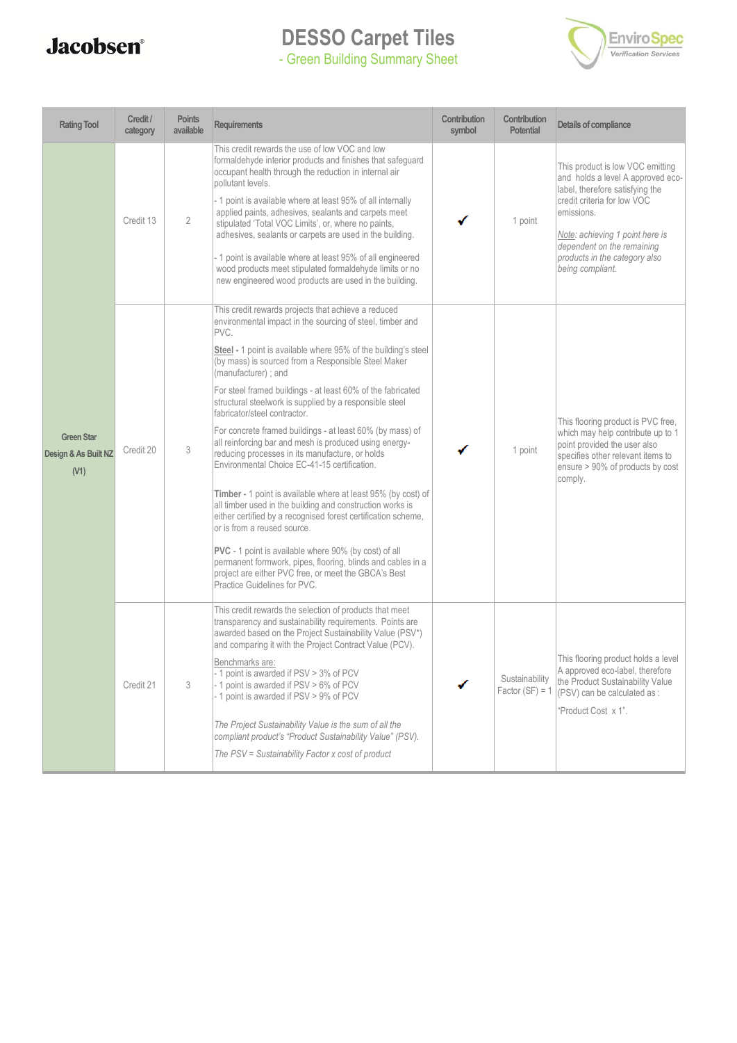# DESSO Carpet Tiles

## - Green Building Summary Sheet

| Rating Tool | Credit / category | Points available | Requirements | Contribution symbol | Contribution Potential | Details of compliance |
|---|---|---|---|---|---|---|
| Green Star Design & As Built NZ (V1) | Credit 13 | 2 | This credit rewards the use of low VOC and low formaldehyde interior products and finishes that safeguard occupant health through the reduction in internal air pollutant levels. <br><br> - 1 point is available where at least 95% of all internally applied paints, adhesives, sealants and carpets meet stipulated 'Total VOC Limits', or, where no paints, adhesives, sealants or carpets are used in the building. <br><br> - 1 point is available where at least 95% of all engineered wood products meet stipulated formaldehyde limits or no new engineered wood products are used in the building. | ✔ | 1 point | This product is low VOC emitting and holds a level A approved eco-label, therefore satisfying the credit criteria for low VOC emissions. <br><br> *Note: achieving 1 point here is dependent on the remaining products in the category also being compliant.* |
| | Credit 20 | 3 | This credit rewards projects that achieve a reduced environmental impact in the sourcing of steel, timber and PVC. <br><br> **Steel -** 1 point is available where 95% of the building's steel (by mass) is sourced from a Responsible Steel Maker (manufacturer) ; and <br><br> For steel framed buildings - at least 60% of the fabricated structural steelwork is supplied by a responsible steel fabricator/steel contractor. <br><br> For concrete framed buildings - at least 60% (by mass) of all reinforcing bar and mesh is produced using energy-reducing processes in its manufacture, or holds Environmental Choice EC-41-15 certification. <br><br> **Timber -** 1 point is available where at least 95% (by cost) of all timber used in the building and construction works is either certified by a recognised forest certification scheme, or is from a reused source. <br><br> **PVC** - 1 point is available where 90% (by cost) of all permanent formwork, pipes, flooring, blinds and cables in a project are either PVC free, or meet the GBCA's Best Practice Guidelines for PVC. | ✔ | 1 point | This flooring product is PVC free, which may help contribute up to 1 point provided the user also specifies other relevant items to ensure > 90% of products by cost comply. |
| | Credit 21 | 3 | This credit rewards the selection of products that meet transparency and sustainability requirements. Points are awarded based on the Project Sustainability Value (PSV*) and comparing it with the Project Contract Value (PCV). <br><br> Benchmarks are: <br> - 1 point is awarded if PSV > 3% of PCV <br> - 1 point is awarded if PSV > 6% of PCV <br> - 1 point is awarded if PSV > 9% of PCV <br><br> *The Project Sustainability Value is the sum of all the compliant product's "Product Sustainability Value" (PSV).* <br><br> *The PSV = Sustainability Factor x cost of product* | ✔ | Sustainability Factor (SF) = 1 | This flooring product holds a level A approved eco-label, therefore the Product Sustainability Value (PSV) can be calculated as : <br><br> "Product Cost x 1". |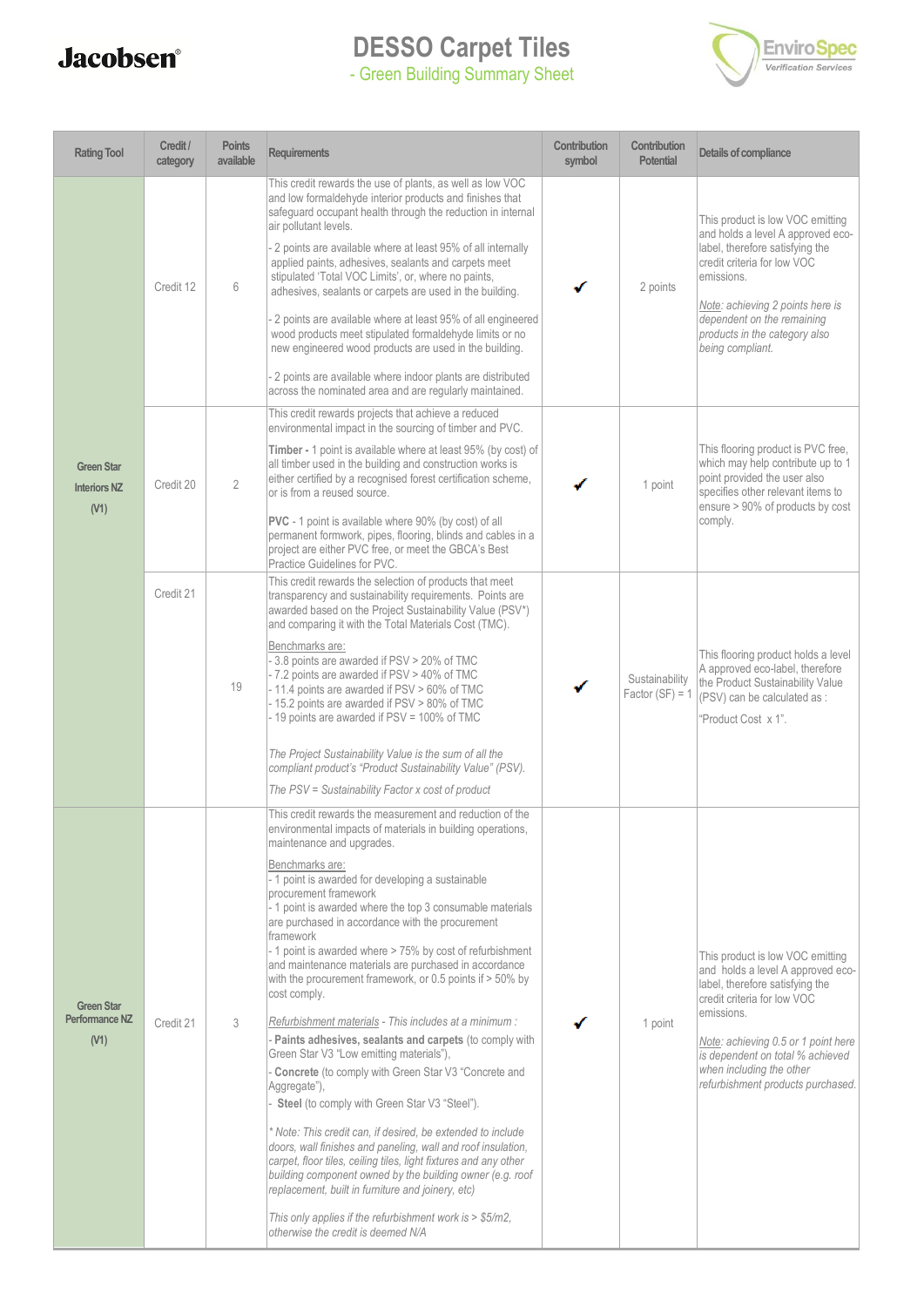# DESSO Carpet Tiles

## - Green Building Summary Sheet

Jacobsen®

EnviroSpec Verification Services

| Rating Tool | Credit / category | Points available | Requirements | Contribution symbol | Contribution Potential | Details of compliance |
|---|---|---|---|---|---|---|
| Green Star Interiors NZ (V1) | Credit 12 | 6 | This credit rewards the use of plants, as well as low VOC and low formaldehyde interior products and finishes that safeguard occupant health through the reduction in internal air pollutant levels.<br><br>- 2 points are available where at least 95% of all internally applied paints, adhesives, sealants and carpets meet stipulated 'Total VOC Limits', or, where no paints, adhesives, sealants or carpets are used in the building.<br><br>- 2 points are available where at least 95% of all engineered wood products meet stipulated formaldehyde limits or no new engineered wood products are used in the building.<br><br>- 2 points are available where indoor plants are distributed across the nominated area and are regularly maintained. | ✔ | 2 points | This product is low VOC emitting and holds a level A approved eco-label, therefore satisfying the credit criteria for low VOC emissions.<br><br>*Note: achieving 2 points here is dependent on the remaining products in the category also being compliant.* |
| | Credit 20 | 2 | This credit rewards projects that achieve a reduced environmental impact in the sourcing of timber and PVC.<br><br>**Timber -** 1 point is available where at least 95% (by cost) of all timber used in the building and construction works is either certified by a recognised forest certification scheme, or is from a reused source.<br><br>**PVC** - 1 point is available where 90% (by cost) of all permanent formwork, pipes, flooring, blinds and cables in a project are either PVC free, or meet the GBCA's Best Practice Guidelines for PVC. | ✔ | 1 point | This flooring product is PVC free, which may help contribute up to 1 point provided the user also specifies other relevant items to ensure > 90% of products by cost comply. |
| | Credit 21 | 19 | This credit rewards the selection of products that meet transparency and sustainability requirements. Points are awarded based on the Project Sustainability Value (PSV*) and comparing it with the Total Materials Cost (TMC).<br><br>Benchmarks are:<br>- 3.8 points are awarded if PSV > 20% of TMC<br>- 7.2 points are awarded if PSV > 40% of TMC<br>- 11.4 points are awarded if PSV > 60% of TMC<br>- 15.2 points are awarded if PSV > 80% of TMC<br>- 19 points are awarded if PSV = 100% of TMC<br><br>*The Project Sustainability Value is the sum of all the compliant product's "Product Sustainability Value" (PSV).*<br><br>*The PSV = Sustainability Factor x cost of product* | ✔ | Sustainability Factor (SF) = 1 | This flooring product holds a level A approved eco-label, therefore the Product Sustainability Value (PSV) can be calculated as :<br><br>"Product Cost x 1". |
| Green Star Performance NZ (V1) | Credit 21 | 3 | This credit rewards the measurement and reduction of the environmental impacts of materials in building operations, maintenance and upgrades.<br><br>Benchmarks are:<br>- 1 point is awarded for developing a sustainable procurement framework<br>- 1 point is awarded where the top 3 consumable materials are purchased in accordance with the procurement framework<br>- 1 point is awarded where > 75% by cost of refurbishment and maintenance materials are purchased in accordance with the procurement framework, or 0.5 points if > 50% by cost comply.<br><br>*Refurbishment materials - This includes at a minimum :*<br>- **Paints adhesives, sealants and carpets** (to comply with Green Star V3 "Low emitting materials"),<br>- **Concrete** (to comply with Green Star V3 "Concrete and Aggregate"),<br>- **Steel** (to comply with Green Star V3 "Steel").<br><br>*\* Note: This credit can, if desired, be extended to include doors, wall finishes and paneling, wall and roof insulation, carpet, floor tiles, ceiling tiles, light fixtures and any other building component owned by the building owner (e.g. roof replacement, built in furniture and joinery, etc)*<br><br>*This only applies if the refurbishment work is > $5/m2, otherwise the credit is deemed N/A* | ✔ | 1 point | This product is low VOC emitting and holds a level A approved eco-label, therefore satisfying the credit criteria for low VOC emissions.<br><br>*Note: achieving 0.5 or 1 point here is dependent on total % achieved when including the other refurbishment products purchased.* |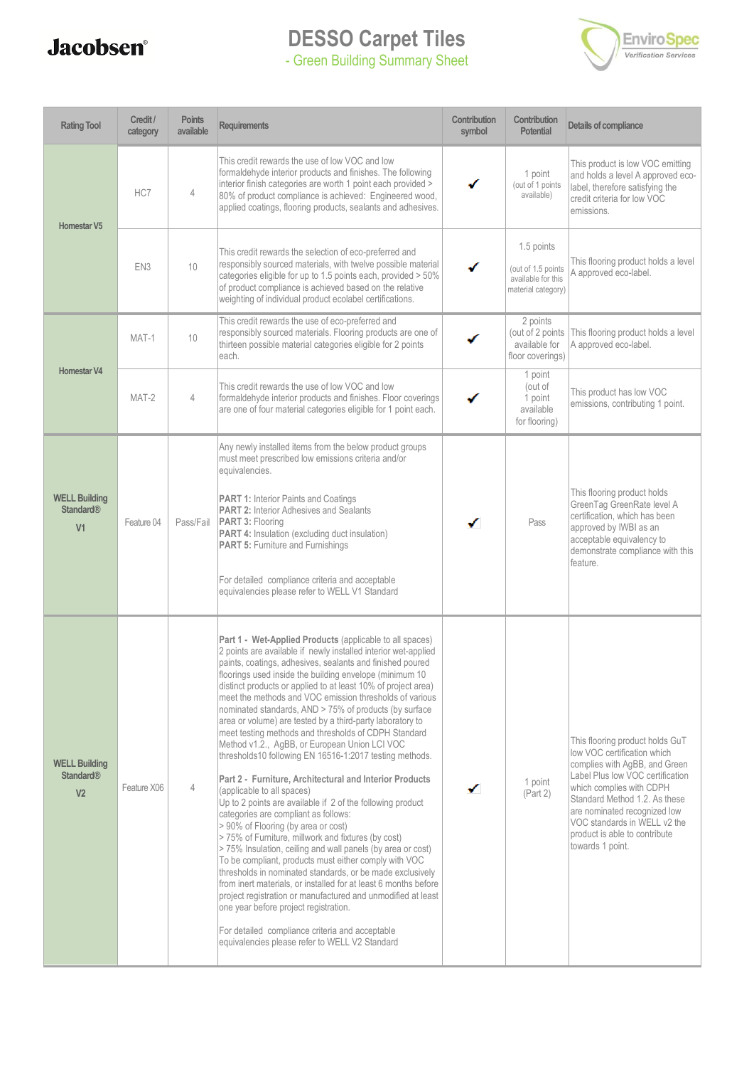Jacobsen®

# DESSO Carpet Tiles

## - Green Building Summary Sheet

EnviroSpec Verification Services

| Rating Tool | Credit / category | Points available | Requirements | Contribution symbol | Contribution Potential | Details of compliance |
|---|---|---|---|---|---|---|
| Homestar V5 | HC7 | 4 | This credit rewards the use of low VOC and low formaldehyde interior products and finishes. The following interior finish categories are worth 1 point each provided > 80% of product compliance is achieved: Engineered wood, applied coatings, flooring products, sealants and adhesives. | ✔ | 1 point (out of 1 points available) | This product is low VOC emitting and holds a level A approved eco-label, therefore satisfying the credit criteria for low VOC emissions. |
| Homestar V5 | EN3 | 10 | This credit rewards the selection of eco-preferred and responsibly sourced materials, with twelve possible material categories eligible for up to 1.5 points each, provided > 50% of product compliance is achieved based on the relative weighting of individual product ecolabel certifications. | ✔ | 1.5 points (out of 1.5 points available for this material category) | This flooring product holds a level A approved eco-label. |
| Homestar V4 | MAT-1 | 10 | This credit rewards the use of eco-preferred and responsibly sourced materials. Flooring products are one of thirteen possible material categories eligible for 2 points each. | ✔ | 2 points (out of 2 points available for floor coverings) | This flooring product holds a level A approved eco-label. |
| Homestar V4 | MAT-2 | 4 | This credit rewards the use of low VOC and low formaldehyde interior products and finishes. Floor coverings are one of four material categories eligible for 1 point each. | ✔ | 1 point (out of 1 point available for flooring) | This product has low VOC emissions, contributing 1 point. |
| WELL Building Standard® V1 | Feature 04 | Pass/Fail | Any newly installed items from the below product groups must meet prescribed low emissions criteria and/or equivalencies.<br><br>**PART 1:** Interior Paints and Coatings<br>**PART 2:** Interior Adhesives and Sealants<br>**PART 3:** Flooring<br>**PART 4:** Insulation (excluding duct insulation)<br>**PART 5:** Furniture and Furnishings<br><br>For detailed compliance criteria and acceptable equivalencies please refer to WELL V1 Standard | ✔ | Pass | This flooring product holds GreenTag GreenRate level A certification, which has been approved by IWBI as an acceptable equivalency to demonstrate compliance with this feature. |
| WELL Building Standard® V2 | Feature X06 | 4 | **Part 1 - Wet-Applied Products** (applicable to all spaces)<br>2 points are available if newly installed interior wet-applied paints, coatings, adhesives, sealants and finished poured floorings used inside the building envelope (minimum 10 distinct products or applied to at least 10% of project area) meet the methods and VOC emission thresholds of various nominated standards, AND > 75% of products (by surface area or volume) are tested by a third-party laboratory to meet testing methods and thresholds of CDPH Standard Method v1.2., AgBB, or European Union LCI VOC thresholds10 following EN 16516-1:2017 testing methods.<br><br>**Part 2 - Furniture, Architectural and Interior Products** (applicable to all spaces)<br>Up to 2 points are available if 2 of the following product categories are compliant as follows:<br>> 90% of Flooring (by area or cost)<br>> 75% of Furniture, millwork and fixtures (by cost)<br>> 75% Insulation, ceiling and wall panels (by area or cost)<br>To be compliant, products must either comply with VOC thresholds in nominated standards, or be made exclusively from inert materials, or installed for at least 6 months before project registration or manufactured and unmodified at least one year before project registration.<br><br>For detailed compliance criteria and acceptable equivalencies please refer to WELL V2 Standard | ✔ | 1 point (Part 2) | This flooring product holds GuT low VOC certification which complies with AgBB, and Green Label Plus low VOC certification which complies with CDPH Standard Method 1.2. As these are nominated recognized low VOC standards in WELL v2 the product is able to contribute towards 1 point. |